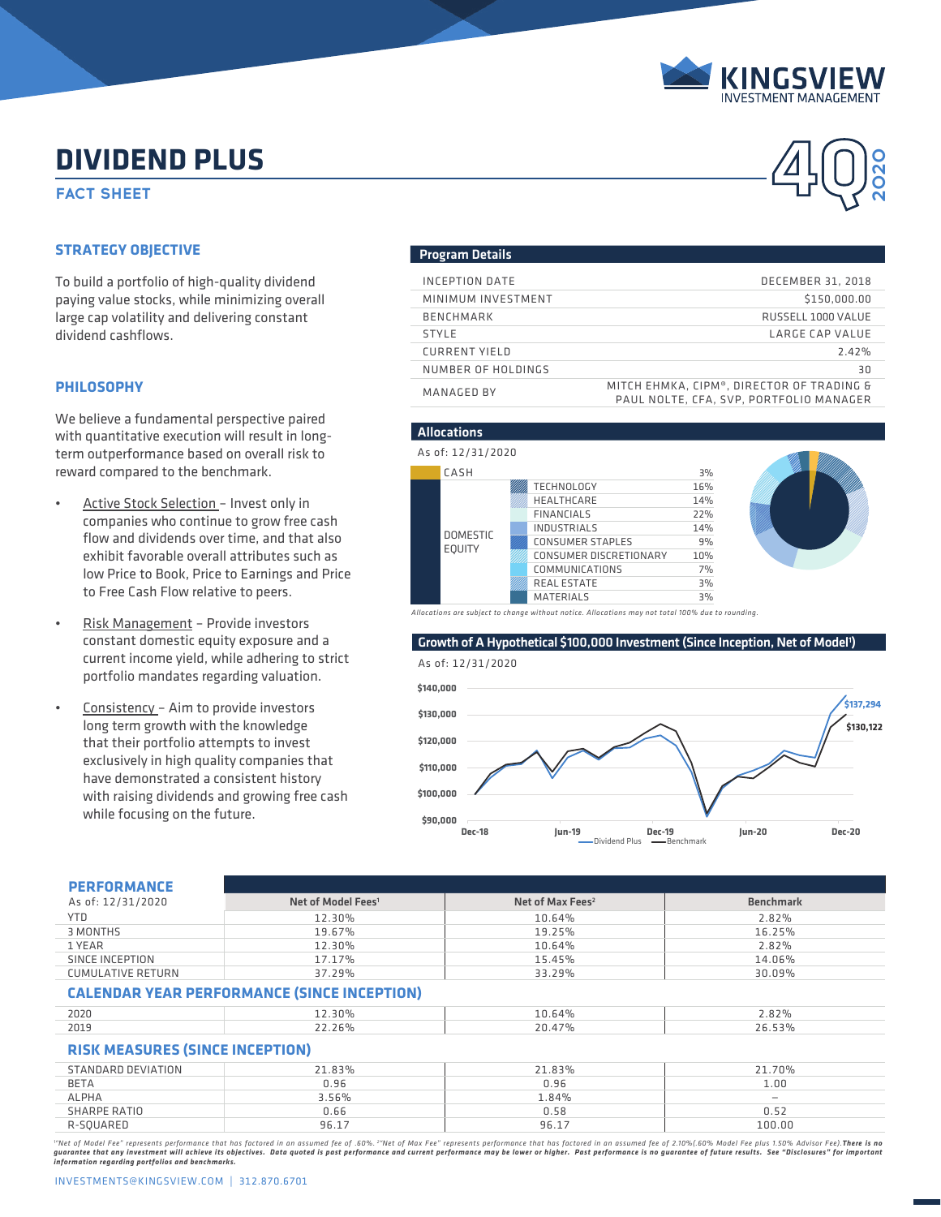KINGSVIEW INVESTMENT MANAGEMENT

4Q 2020

# DIVIDEND PLUS

## FACT SHEET

### STRATEGY OBJECTIVE

To build a portfolio of high-quality dividend paying value stocks, while minimizing overall large cap volatility and delivering constant dividend cashflows.

### PHILOSOPHY

We believe a fundamental perspective paired with quantitative execution will result in long-term outperformance based on overall risk to reward compared to the benchmark.

- Active Stock Selection – Invest only in companies who continue to grow free cash flow and dividends over time, and that also exhibit favorable overall attributes such as low Price to Book, Price to Earnings and Price to Free Cash Flow relative to peers.
- Risk Management – Provide investors constant domestic equity exposure and a current income yield, while adhering to strict portfolio mandates regarding valuation.
- Consistency – Aim to provide investors long term growth with the knowledge that their portfolio attempts to invest exclusively in high quality companies that have demonstrated a consistent history with raising dividends and growing free cash while focusing on the future.

### Program Details

| | |
|---|---|
| INCEPTION DATE | DECEMBER 31, 2018 |
| MINIMUM INVESTMENT | $150,000.00 |
| BENCHMARK | RUSSELL 1000 VALUE |
| STYLE | LARGE CAP VALUE |
| CURRENT YIELD | 2.42% |
| NUMBER OF HOLDINGS | 30 |
| MANAGED BY | MITCH EHMKA, CIPM®, DIRECTOR OF TRADING & PAUL NOLTE, CFA, SVP, PORTFOLIO MANAGER |

### Allocations

As of: 12/31/2020

| | | |
|---|---|---|
| CASH | | 3% |
| DOMESTIC EQUITY | TECHNOLOGY | 16% |
| | HEALTHCARE | 14% |
| | FINANCIALS | 22% |
| | INDUSTRIALS | 14% |
| | CONSUMER STAPLES | 9% |
| | CONSUMER DISCRETIONARY | 10% |
| | COMMUNICATIONS | 7% |
| | REAL ESTATE | 3% |
| | MATERIALS | 3% |

*Allocations are subject to change without notice. Allocations may not total 100% due to rounding.*

### Growth of A Hypothetical $100,000 Investment (Since Inception, Net of Model[1])

As of: 12/31/2020

Dividend Plus: $137,294 — Benchmark: $130,122

### PERFORMANCE

| As of: 12/31/2020 | Net of Model Fees[1] | Net of Max Fees[2] | Benchmark |
|---|---|---|---|
| YTD | 12.30% | 10.64% | 2.82% |
| 3 MONTHS | 19.67% | 19.25% | 16.25% |
| 1 YEAR | 12.30% | 10.64% | 2.82% |
| SINCE INCEPTION | 17.17% | 15.45% | 14.06% |
| CUMULATIVE RETURN | 37.29% | 33.29% | 30.09% |

### CALENDAR YEAR PERFORMANCE (SINCE INCEPTION)

| | Net of Model Fees[1] | Net of Max Fees[2] | Benchmark |
|---|---|---|---|
| 2020 | 12.30% | 10.64% | 2.82% |
| 2019 | 22.26% | 20.47% | 26.53% |

### RISK MEASURES (SINCE INCEPTION)

| | Net of Model Fees[1] | Net of Max Fees[2] | Benchmark |
|---|---|---|---|
| STANDARD DEVIATION | 21.83% | 21.83% | 21.70% |
| BETA | 0.96 | 0.96 | 1.00 |
| ALPHA | 3.56% | 1.84% | – |
| SHARPE RATIO | 0.66 | 0.58 | 0.52 |
| R-SQUARED | 96.17 | 96.17 | 100.00 |

*[1]"Net of Model Fee" represents performance that has factored in an assumed fee of .60%. [2]"Net of Max Fee" represents performance that has factored in an assumed fee of 2.10%(.60% Model Fee plus 1.50% Advisor Fee).* ***There is no guarantee that any investment will achieve its objectives. Data quoted is past performance and current performance may be lower or higher. Past performance is no guarantee of future results. See "Disclosures" for important information regarding portfolios and benchmarks.***

INVESTMENTS@KINGSVIEW.COM | 312.870.6701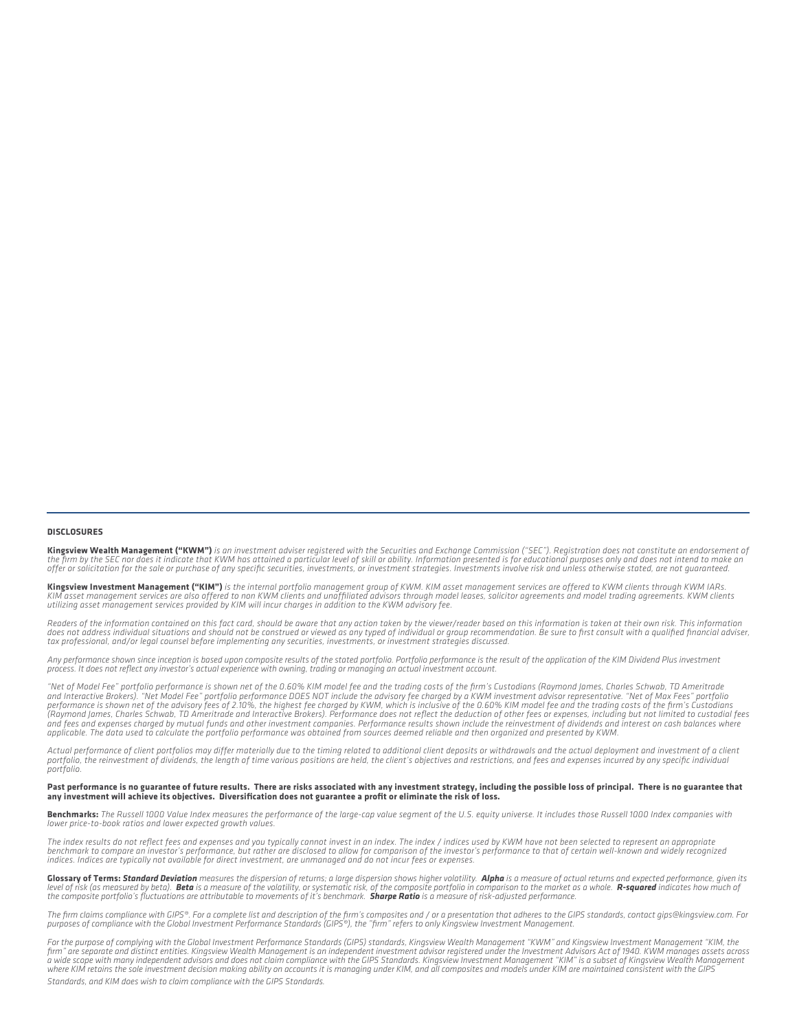## DISCLOSURES

**Kingsview Wealth Management ("KWM")** *is an investment adviser registered with the Securities and Exchange Commission ("SEC"). Registration does not constitute an endorsement of the firm by the SEC nor does it indicate that KWM has attained a particular level of skill or ability. Information presented is for educational purposes only and does not intend to make an offer or solicitation for the sale or purchase of any specific securities, investments, or investment strategies. Investments involve risk and unless otherwise stated, are not guaranteed.*

**Kingsview Investment Management ("KIM")** *is the internal portfolio management group of KWM. KIM asset management services are offered to KWM clients through KWM IARs. KIM asset management services are also offered to non KWM clients and unaffiliated advisors through model leases, solicitor agreements and model trading agreements. KWM clients utilizing asset management services provided by KIM will incur charges in addition to the KWM advisory fee.*

*Readers of the information contained on this fact card, should be aware that any action taken by the viewer/reader based on this information is taken at their own risk. This information does not address individual situations and should not be construed or viewed as any typed of individual or group recommendation. Be sure to first consult with a qualified financial adviser, tax professional, and/or legal counsel before implementing any securities, investments, or investment strategies discussed.*

*Any performance shown since inception is based upon composite results of the stated portfolio. Portfolio performance is the result of the application of the KIM Dividend Plus investment process. It does not reflect any investor's actual experience with owning, trading or managing an actual investment account.*

*"Net of Model Fee" portfolio performance is shown net of the 0.60% KIM model fee and the trading costs of the firm's Custodians (Raymond James, Charles Schwab, TD Ameritrade and Interactive Brokers). "Net Model Fee" portfolio performance DOES NOT include the advisory fee charged by a KWM investment advisor representative. "Net of Max Fees" portfolio performance is shown net of the advisory fees of 2.10%, the highest fee charged by KWM, which is inclusive of the 0.60% KIM model fee and the trading costs of the firm's Custodians (Raymond James, Charles Schwab, TD Ameritrade and Interactive Brokers). Performance does not reflect the deduction of other fees or expenses, including but not limited to custodial fees and fees and expenses charged by mutual funds and other investment companies. Performance results shown include the reinvestment of dividends and interest on cash balances where applicable. The data used to calculate the portfolio performance was obtained from sources deemed reliable and then organized and presented by KWM.*

*Actual performance of client portfolios may differ materially due to the timing related to additional client deposits or withdrawals and the actual deployment and investment of a client portfolio, the reinvestment of dividends, the length of time various positions are held, the client's objectives and restrictions, and fees and expenses incurred by any specific individual portfolio.*

**Past performance is no guarantee of future results. There are risks associated with any investment strategy, including the possible loss of principal. There is no guarantee that any investment will achieve its objectives. Diversification does not guarantee a profit or eliminate the risk of loss.**

**Benchmarks:** *The Russell 1000 Value Index measures the performance of the large-cap value segment of the U.S. equity universe. It includes those Russell 1000 Index companies with lower price-to-book ratios and lower expected growth values.*

*The index results do not reflect fees and expenses and you typically cannot invest in an index. The index / indices used by KWM have not been selected to represent an appropriate benchmark to compare an investor's performance, but rather are disclosed to allow for comparison of the investor's performance to that of certain well-known and widely recognized indices. Indices are typically not available for direct investment, are unmanaged and do not incur fees or expenses.*

**Glossary of Terms:** ***Standard Deviation*** *measures the dispersion of returns; a large dispersion shows higher volatility.* ***Alpha*** *is a measure of actual returns and expected performance, given its level of risk (as measured by beta).* ***Beta*** *is a measure of the volatility, or systematic risk, of the composite portfolio in comparison to the market as a whole.* ***R-squared*** *indicates how much of the composite portfolio's fluctuations are attributable to movements of it's benchmark.* ***Sharpe Ratio*** *is a measure of risk-adjusted performance.*

*The firm claims compliance with GIPS®. For a complete list and description of the firm's composites and / or a presentation that adheres to the GIPS standards, contact gips@kingsview.com. For purposes of compliance with the Global Investment Performance Standards (GIPS®), the "firm" refers to only Kingsview Investment Management.*

*For the purpose of complying with the Global Investment Performance Standards (GIPS) standards, Kingsview Wealth Management "KWM" and Kingsview Investment Management "KIM, the firm" are separate and distinct entities. Kingsview Wealth Management is an independent investment advisor registered under the Investment Advisors Act of 1940. KWM manages assets across a wide scope with many independent advisors and does not claim compliance with the GIPS Standards. Kingsview Investment Management "KIM" is a subset of Kingsview Wealth Management where KIM retains the sole investment decision making ability on accounts it is managing under KIM, and all composites and models under KIM are maintained consistent with the GIPS Standards, and KIM does wish to claim compliance with the GIPS Standards.*